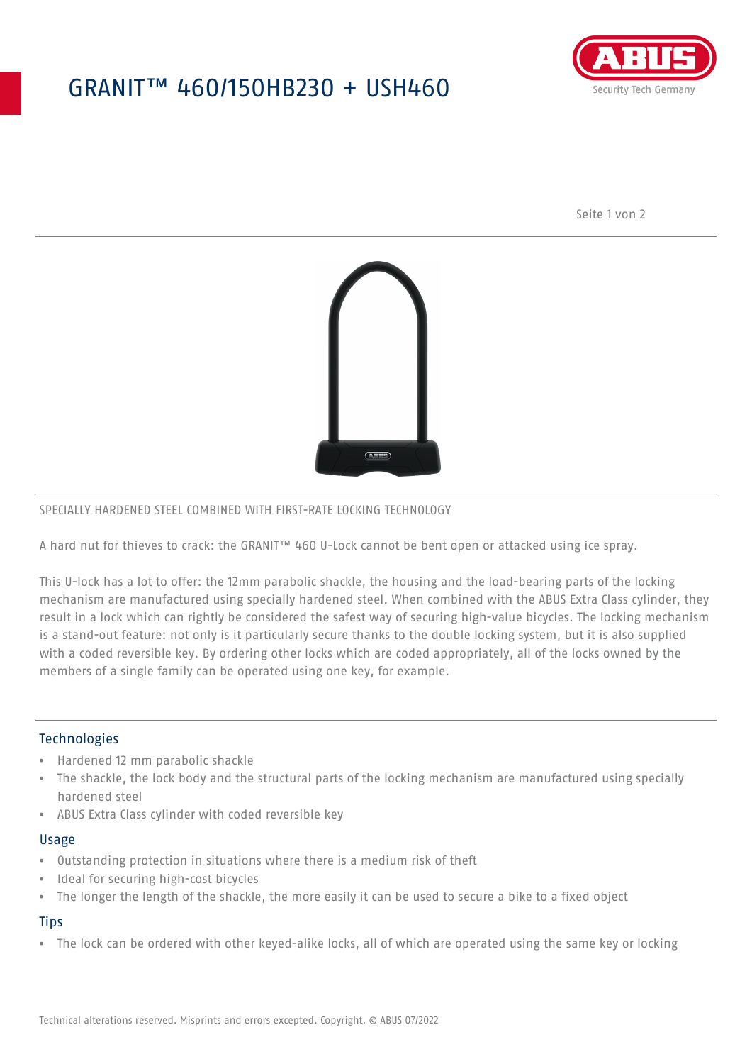# GRANIT™ 460/150HB230 + USH460

SPECIALLY HARDENED STEEL COMBINED WITH FIRST-RATE LOCKING TECHNOLOGY

A hard nut for thieves to crack: the GRANIT™ 460 U-Lock cannot be bent open or attacked using ice spray.

This U-lock has a lot to offer: the 12mm parabolic shackle, the housing and the load-bearing parts of the locking mechanism are manufactured using specially hardened steel. When combined with the ABUS Extra Class cylinder, they result in a lock which can rightly be considered the safest way of securing high-value bicycles. The locking mechanism is a stand-out feature: not only is it particularly secure thanks to the double locking system, but it is also supplied with a coded reversible key. By ordering other locks which are coded appropriately, all of the locks owned by the members of a single family can be operated using one key, for example.

## Technologies

- Hardened 12 mm parabolic shackle
- The shackle, the lock body and the structural parts of the locking mechanism are manufactured using specially hardened steel
- ABUS Extra Class cylinder with coded reversible key

## Usage

- Outstanding protection in situations where there is a medium risk of theft
- Ideal for securing high-cost bicycles
- The longer the length of the shackle, the more easily it can be used to secure a bike to a fixed object

## Tips

- The lock can be ordered with other keyed-alike locks, all of which are operated using the same key or locking

Technical alterations reserved. Misprints and errors excepted. Copyright. © ABUS 07/2022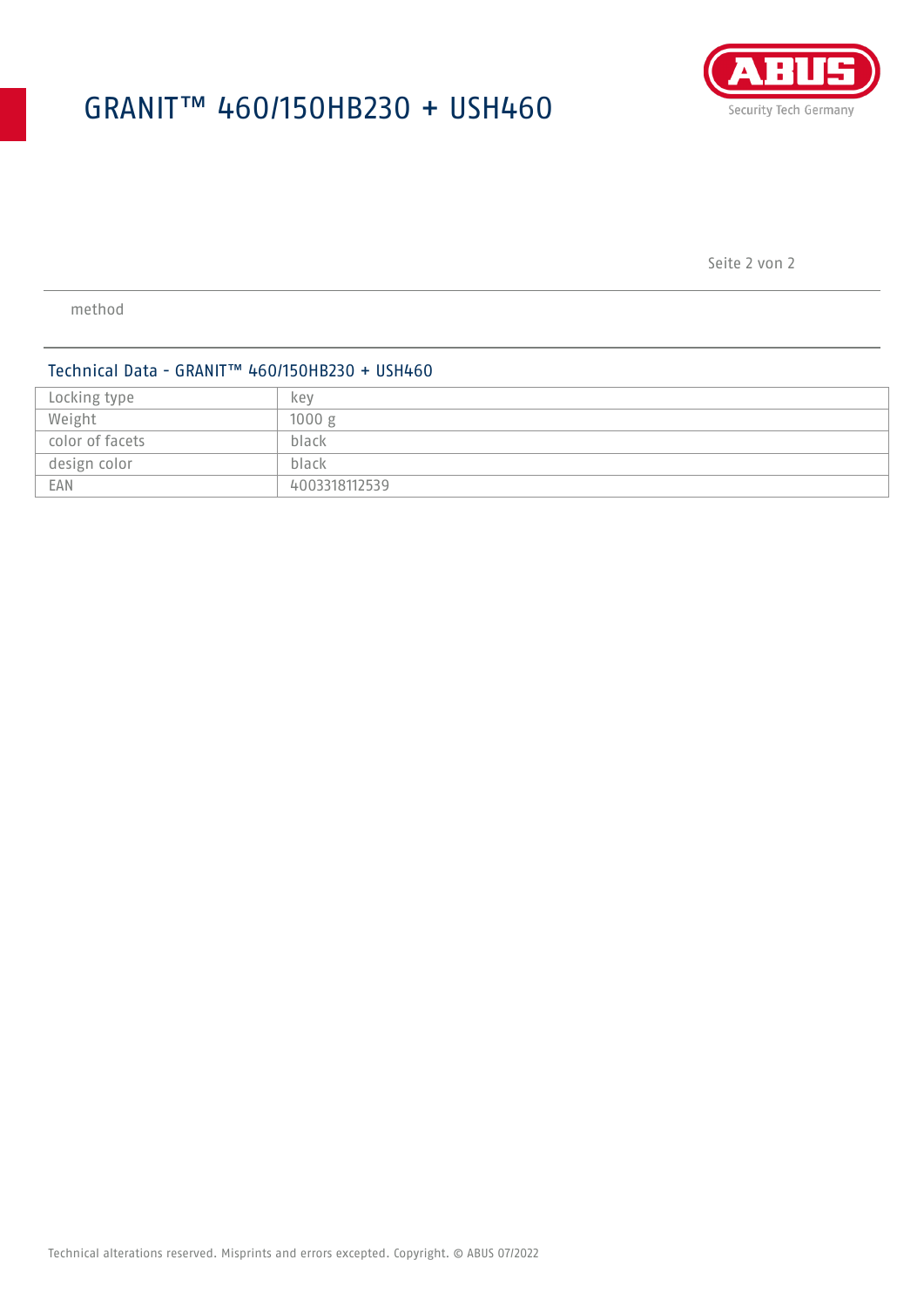method

## Technical Data - GRANIT™ 460/150HB230 + USH460

| | |
|---|---|
| Locking type | key |
| Weight | 1000 g |
| color of facets | black |
| design color | black |
| EAN | 4003318112539 |

Technical alterations reserved. Misprints and errors excepted. Copyright. © ABUS 07/2022